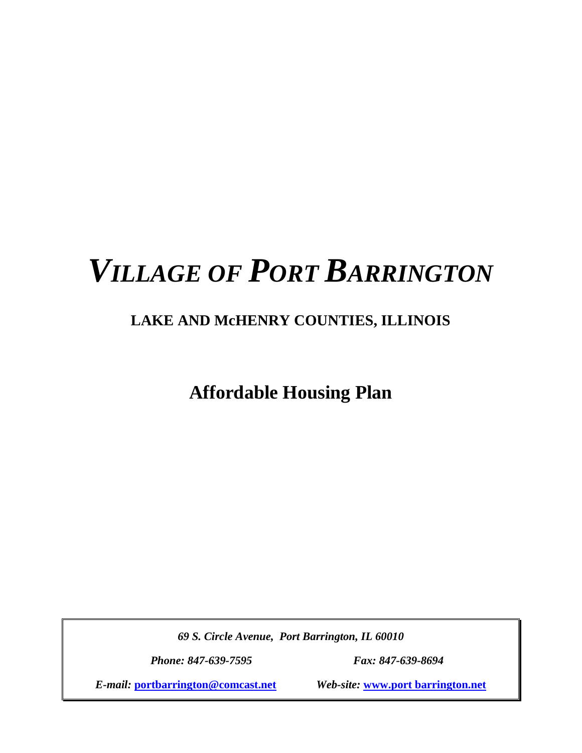# *VILLAGE OF PORT BARRINGTON*

## LAKE AND McHENRY COUNTIES, ILLINOIS

## Affordable Housing Plan

***69 S. Circle Avenue, Port Barrington, IL 60010***

***Phone: 847-639-7595*** ***Fax: 847-639-8694***

***E-mail:* [portbarrington@comcast.net](mailto:portbarrington@comcast.net)** ***Web-site:* [www.port barrington.net](http://www.portbarrington.net)**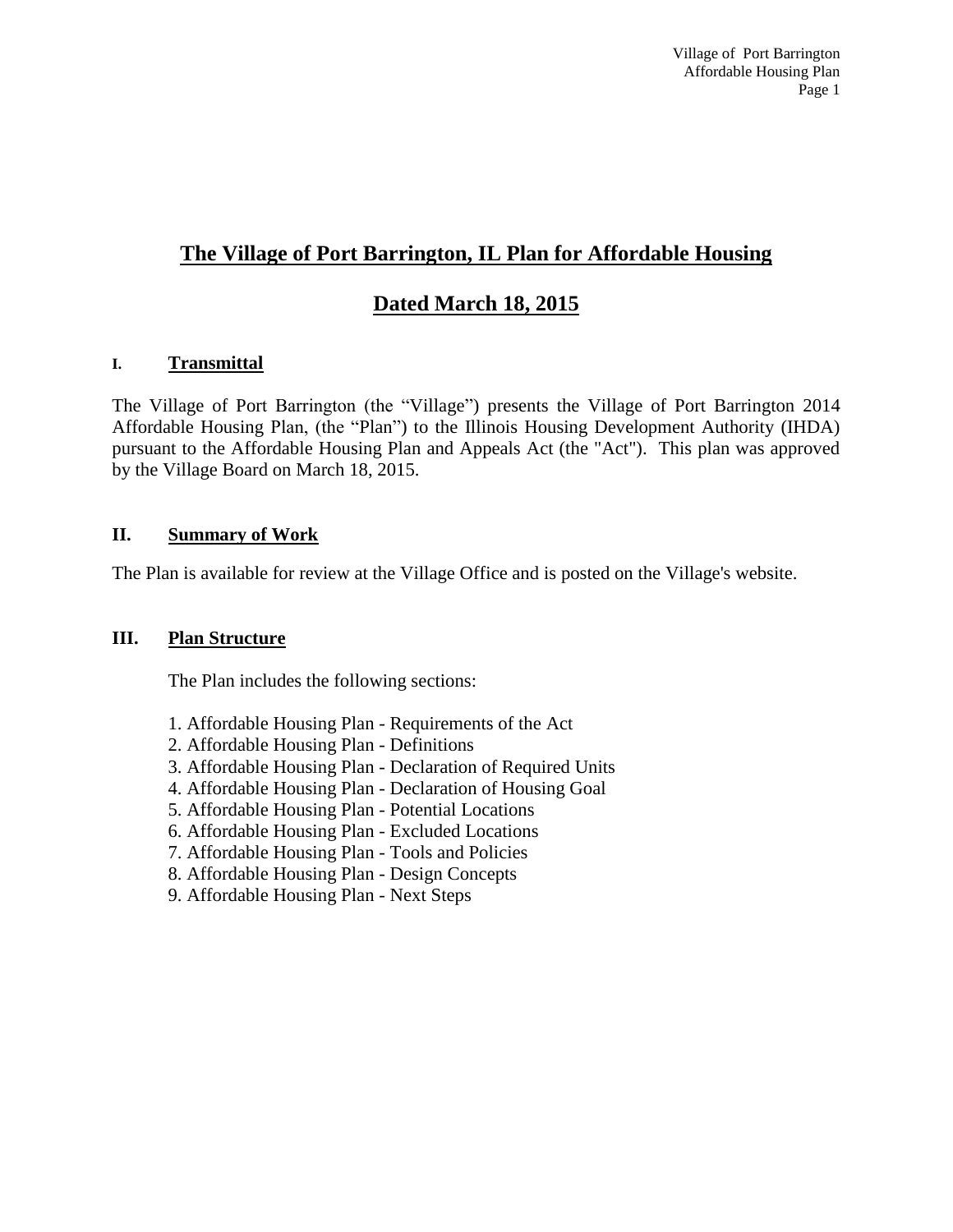# The Village of Port Barrington, IL Plan for Affordable Housing

## Dated March 18, 2015

### I. Transmittal

The Village of Port Barrington (the "Village") presents the Village of Port Barrington 2014 Affordable Housing Plan, (the "Plan") to the Illinois Housing Development Authority (IHDA) pursuant to the Affordable Housing Plan and Appeals Act (the "Act"). This plan was approved by the Village Board on March 18, 2015.

### II. Summary of Work

The Plan is available for review at the Village Office and is posted on the Village's website.

### III. Plan Structure

The Plan includes the following sections:

1. Affordable Housing Plan - Requirements of the Act
2. Affordable Housing Plan - Definitions
3. Affordable Housing Plan - Declaration of Required Units
4. Affordable Housing Plan - Declaration of Housing Goal
5. Affordable Housing Plan - Potential Locations
6. Affordable Housing Plan - Excluded Locations
7. Affordable Housing Plan - Tools and Policies
8. Affordable Housing Plan - Design Concepts
9. Affordable Housing Plan - Next Steps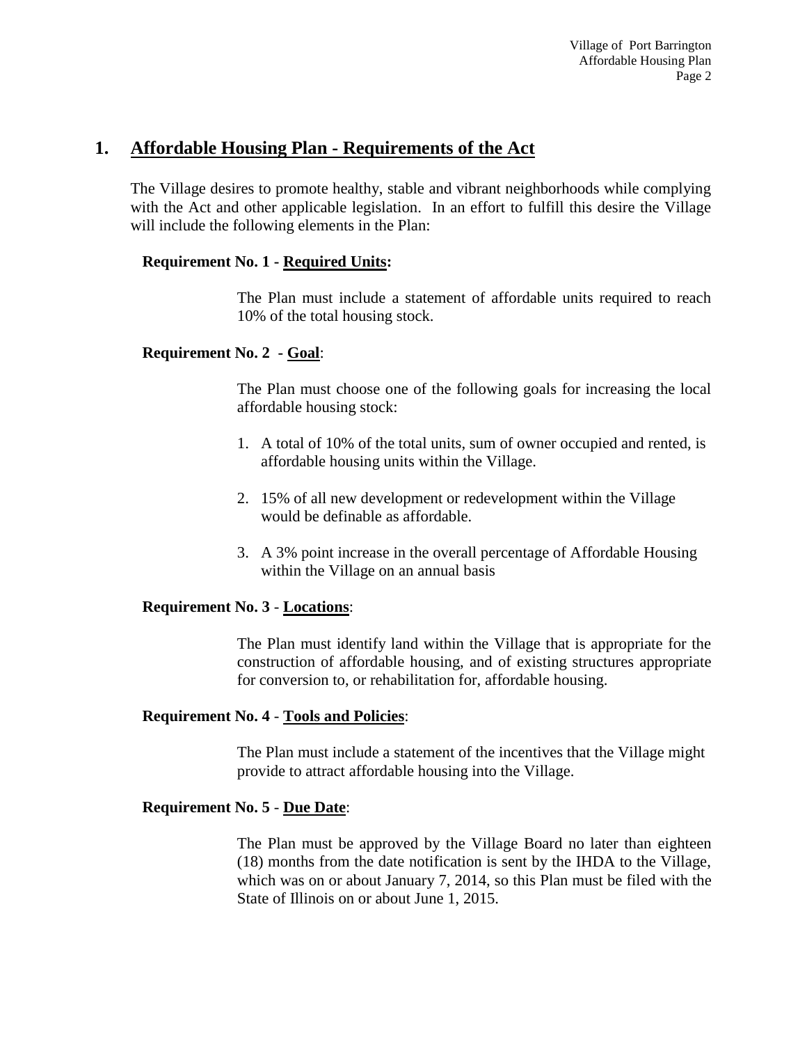## 1. Affordable Housing Plan - Requirements of the Act

The Village desires to promote healthy, stable and vibrant neighborhoods while complying with the Act and other applicable legislation. In an effort to fulfill this desire the Village will include the following elements in the Plan:

**Requirement No. 1 - Required Units:**

The Plan must include a statement of affordable units required to reach 10% of the total housing stock.

**Requirement No. 2 - Goal**:

The Plan must choose one of the following goals for increasing the local affordable housing stock:

1. A total of 10% of the total units, sum of owner occupied and rented, is affordable housing units within the Village.
2. 15% of all new development or redevelopment within the Village would be definable as affordable.
3. A 3% point increase in the overall percentage of Affordable Housing within the Village on an annual basis

**Requirement No. 3 - Locations**:

The Plan must identify land within the Village that is appropriate for the construction of affordable housing, and of existing structures appropriate for conversion to, or rehabilitation for, affordable housing.

**Requirement No. 4 - Tools and Policies**:

The Plan must include a statement of the incentives that the Village might provide to attract affordable housing into the Village.

**Requirement No. 5 - Due Date**:

The Plan must be approved by the Village Board no later than eighteen (18) months from the date notification is sent by the IHDA to the Village, which was on or about January 7, 2014, so this Plan must be filed with the State of Illinois on or about June 1, 2015.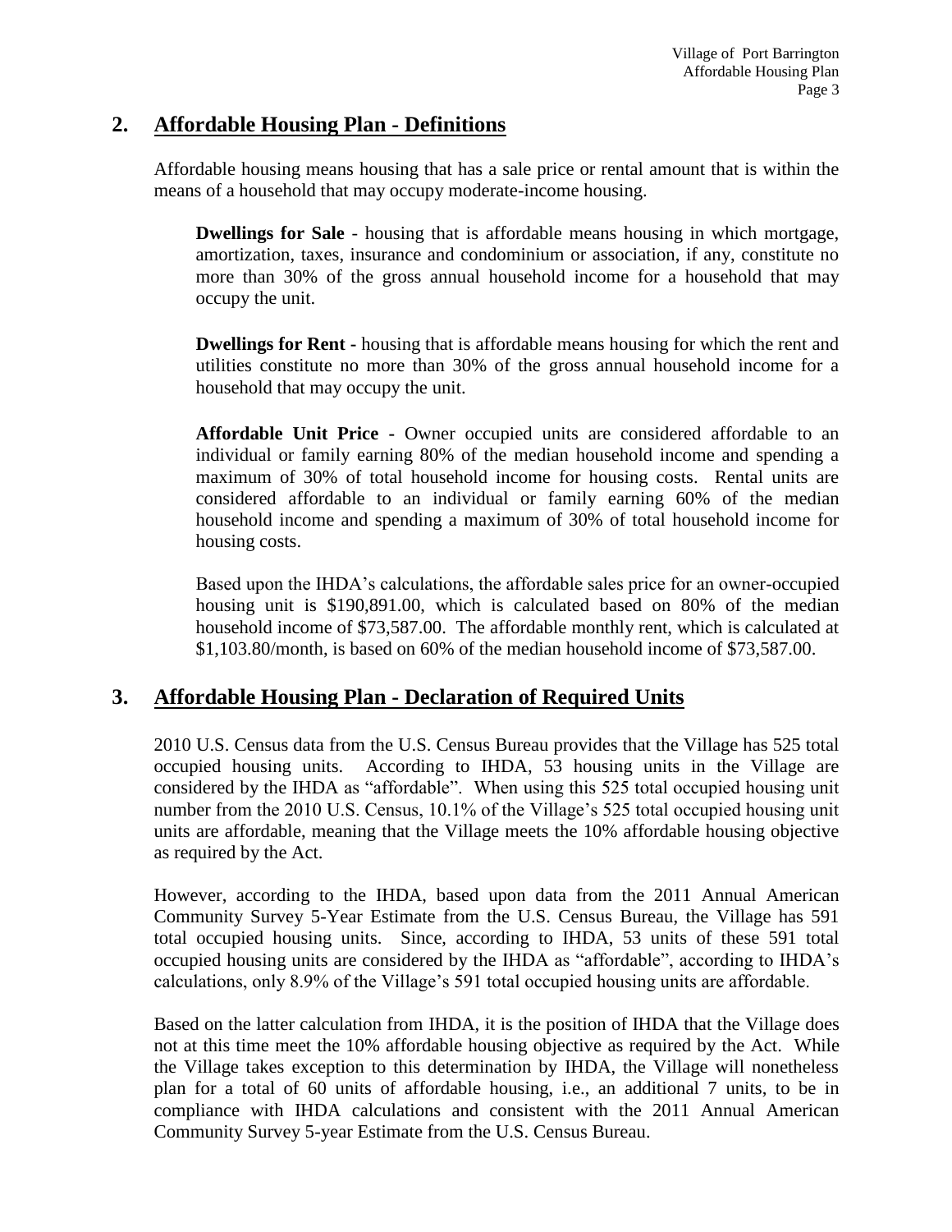## 2. Affordable Housing Plan - Definitions

Affordable housing means housing that has a sale price or rental amount that is within the means of a household that may occupy moderate-income housing.

**Dwellings for Sale** - housing that is affordable means housing in which mortgage, amortization, taxes, insurance and condominium or association, if any, constitute no more than 30% of the gross annual household income for a household that may occupy the unit.

**Dwellings for Rent -** housing that is affordable means housing for which the rent and utilities constitute no more than 30% of the gross annual household income for a household that may occupy the unit.

**Affordable Unit Price -** Owner occupied units are considered affordable to an individual or family earning 80% of the median household income and spending a maximum of 30% of total household income for housing costs. Rental units are considered affordable to an individual or family earning 60% of the median household income and spending a maximum of 30% of total household income for housing costs.

Based upon the IHDA's calculations, the affordable sales price for an owner-occupied housing unit is $190,891.00, which is calculated based on 80% of the median household income of $73,587.00. The affordable monthly rent, which is calculated at $1,103.80/month, is based on 60% of the median household income of $73,587.00.

## 3. Affordable Housing Plan - Declaration of Required Units

2010 U.S. Census data from the U.S. Census Bureau provides that the Village has 525 total occupied housing units. According to IHDA, 53 housing units in the Village are considered by the IHDA as "affordable". When using this 525 total occupied housing unit number from the 2010 U.S. Census, 10.1% of the Village's 525 total occupied housing unit units are affordable, meaning that the Village meets the 10% affordable housing objective as required by the Act.

However, according to the IHDA, based upon data from the 2011 Annual American Community Survey 5-Year Estimate from the U.S. Census Bureau, the Village has 591 total occupied housing units. Since, according to IHDA, 53 units of these 591 total occupied housing units are considered by the IHDA as "affordable", according to IHDA's calculations, only 8.9% of the Village's 591 total occupied housing units are affordable.

Based on the latter calculation from IHDA, it is the position of IHDA that the Village does not at this time meet the 10% affordable housing objective as required by the Act. While the Village takes exception to this determination by IHDA, the Village will nonetheless plan for a total of 60 units of affordable housing, i.e., an additional 7 units, to be in compliance with IHDA calculations and consistent with the 2011 Annual American Community Survey 5-year Estimate from the U.S. Census Bureau.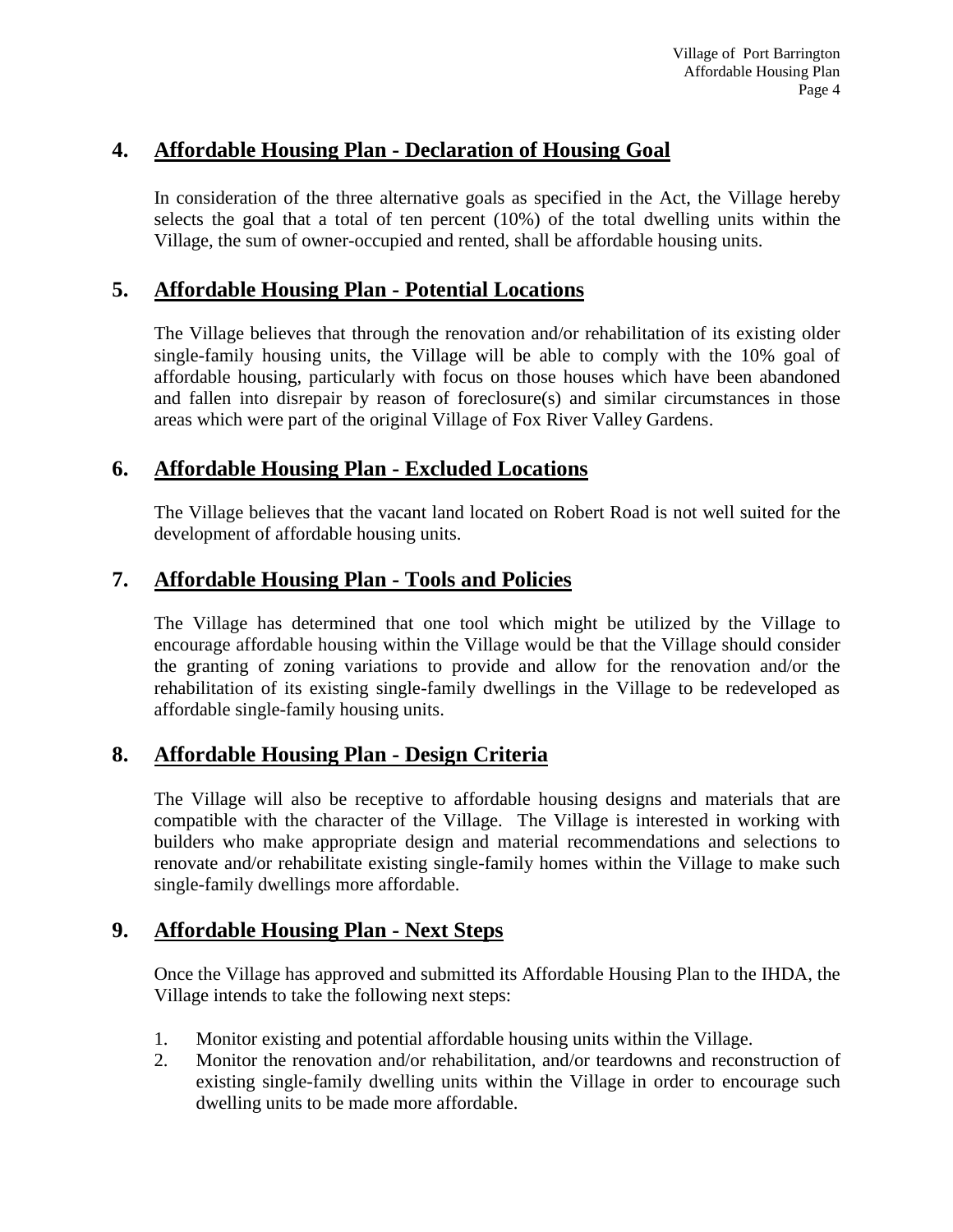## 4. Affordable Housing Plan - Declaration of Housing Goal

In consideration of the three alternative goals as specified in the Act, the Village hereby selects the goal that a total of ten percent (10%) of the total dwelling units within the Village, the sum of owner-occupied and rented, shall be affordable housing units.

## 5. Affordable Housing Plan - Potential Locations

The Village believes that through the renovation and/or rehabilitation of its existing older single-family housing units, the Village will be able to comply with the 10% goal of affordable housing, particularly with focus on those houses which have been abandoned and fallen into disrepair by reason of foreclosure(s) and similar circumstances in those areas which were part of the original Village of Fox River Valley Gardens.

## 6. Affordable Housing Plan - Excluded Locations

The Village believes that the vacant land located on Robert Road is not well suited for the development of affordable housing units.

## 7. Affordable Housing Plan - Tools and Policies

The Village has determined that one tool which might be utilized by the Village to encourage affordable housing within the Village would be that the Village should consider the granting of zoning variations to provide and allow for the renovation and/or the rehabilitation of its existing single-family dwellings in the Village to be redeveloped as affordable single-family housing units.

## 8. Affordable Housing Plan - Design Criteria

The Village will also be receptive to affordable housing designs and materials that are compatible with the character of the Village. The Village is interested in working with builders who make appropriate design and material recommendations and selections to renovate and/or rehabilitate existing single-family homes within the Village to make such single-family dwellings more affordable.

## 9. Affordable Housing Plan - Next Steps

Once the Village has approved and submitted its Affordable Housing Plan to the IHDA, the Village intends to take the following next steps:

1. Monitor existing and potential affordable housing units within the Village.
2. Monitor the renovation and/or rehabilitation, and/or teardowns and reconstruction of existing single-family dwelling units within the Village in order to encourage such dwelling units to be made more affordable.